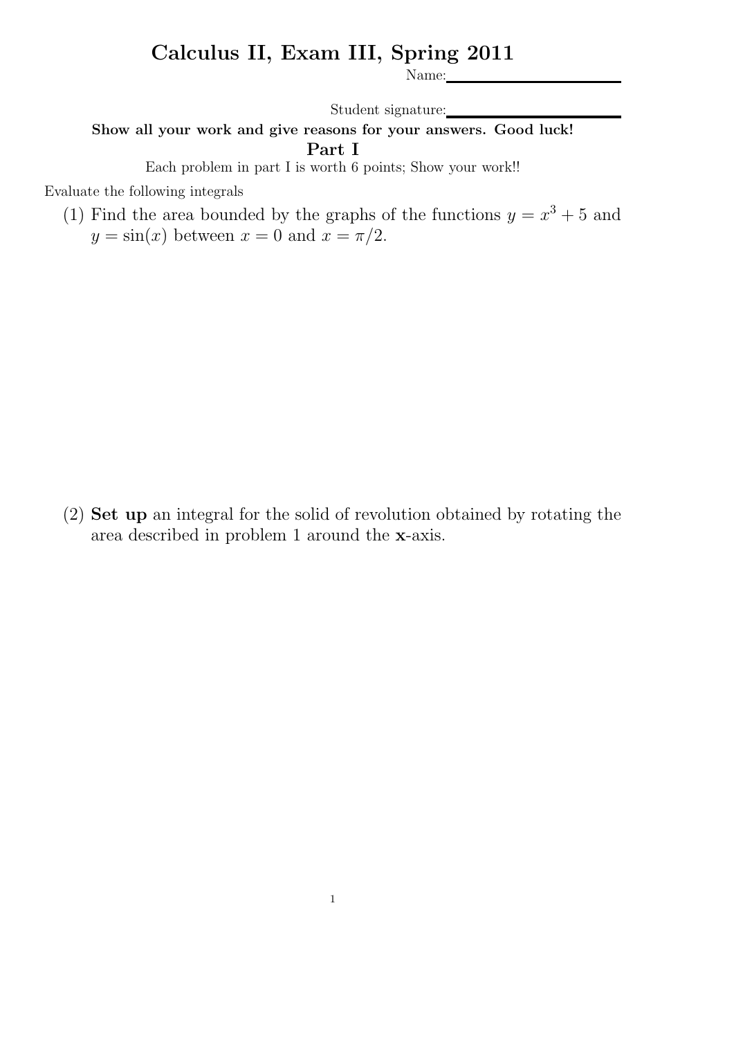# Calculus II, Exam III, Spring 2011

Name: \_\_\_\_\_\_\_\_\_\_\_\_\_\_\_\_\_\_\_\_

Student signature: \_\_\_\_\_\_\_\_\_\_\_\_\_\_\_\_\_\_\_\_

**Show all your work and give reasons for your answers. Good luck!**

## Part I

Each problem in part I is worth 6 points; Show your work!!

Evaluate the following integrals

(1) Find the area bounded by the graphs of the functions $y = x^3 + 5$ and $y = \sin(x)$ between $x = 0$ and $x = \pi/2$.

(2) **Set up** an integral for the solid of revolution obtained by rotating the area described in problem 1 around the **x**-axis.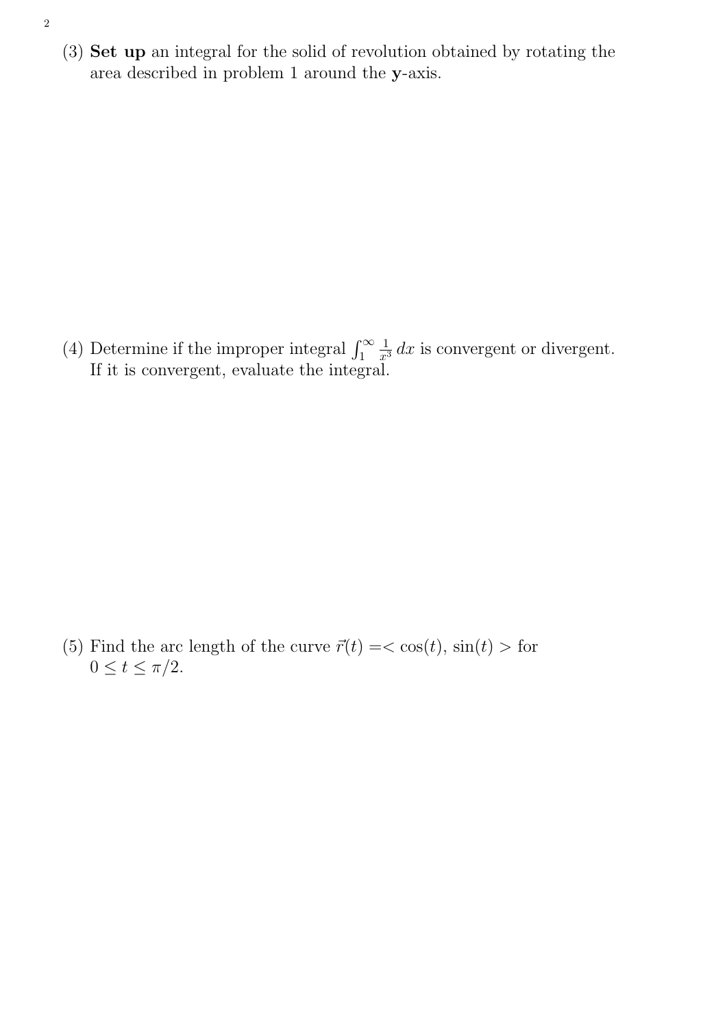(3) **Set up** an integral for the solid of revolution obtained by rotating the area described in problem 1 around the **y**-axis.

(4) Determine if the improper integral $\int_1^\infty \frac{1}{x^3}\,dx$ is convergent or divergent. If it is convergent, evaluate the integral.

(5) Find the arc length of the curve $\vec{r}(t) =< \cos(t), \sin(t) >$ for $0 \leq t \leq \pi/2$.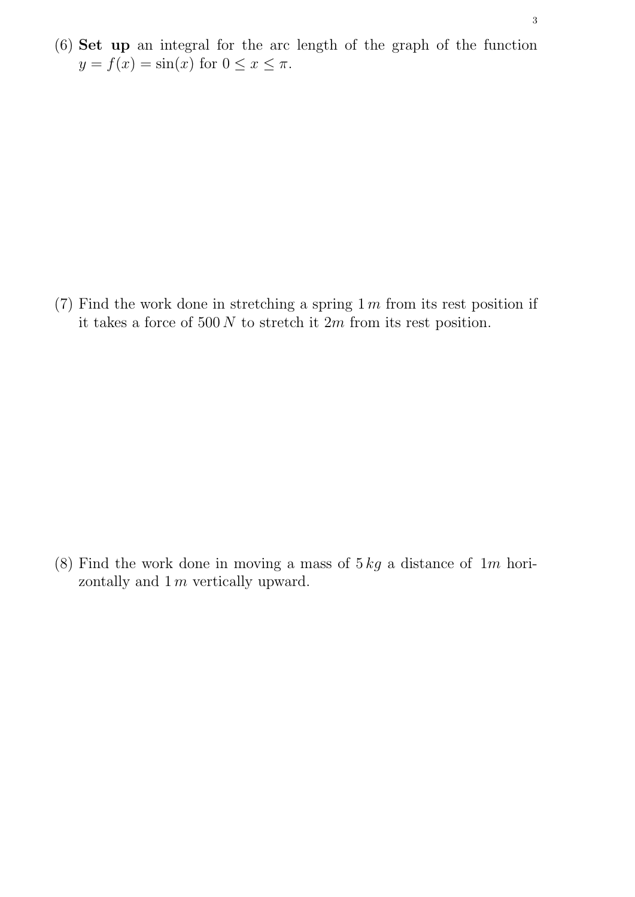(6) **Set up** an integral for the arc length of the graph of the function $y = f(x) = \sin(x)$ for $0 \leq x \leq \pi$.

(7) Find the work done in stretching a spring $1\,m$ from its rest position if it takes a force of $500\,N$ to stretch it $2m$ from its rest position.

(8) Find the work done in moving a mass of $5\,kg$ a distance of $1m$ horizontally and $1\,m$ vertically upward.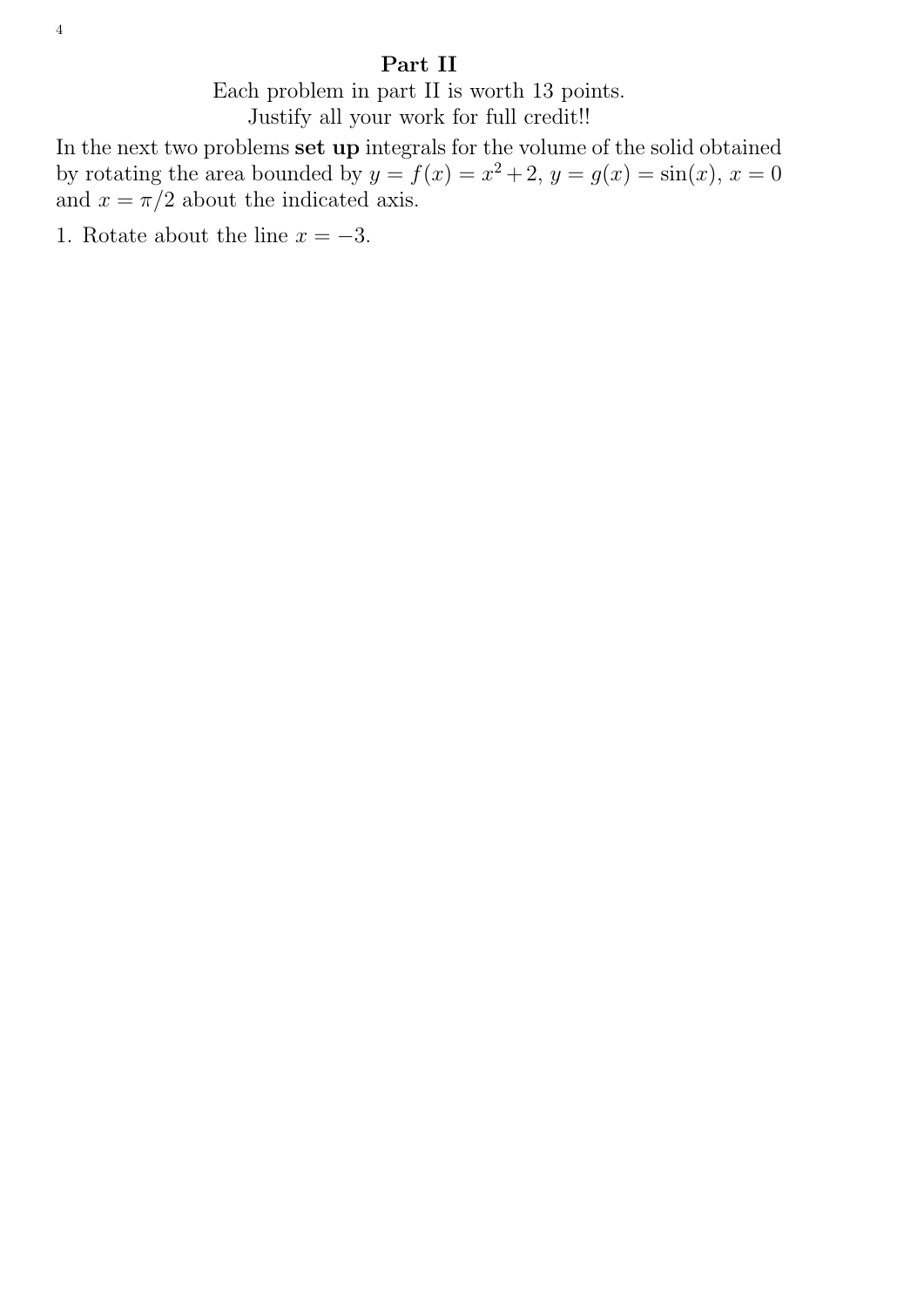## Part II

Each problem in part II is worth 13 points.
Justify all your work for full credit!!

In the next two problems **set up** integrals for the volume of the solid obtained by rotating the area bounded by $y = f(x) = x^2 + 2$, $y = g(x) = \sin(x)$, $x = 0$ and $x = \pi/2$ about the indicated axis.

1. Rotate about the line $x = -3$.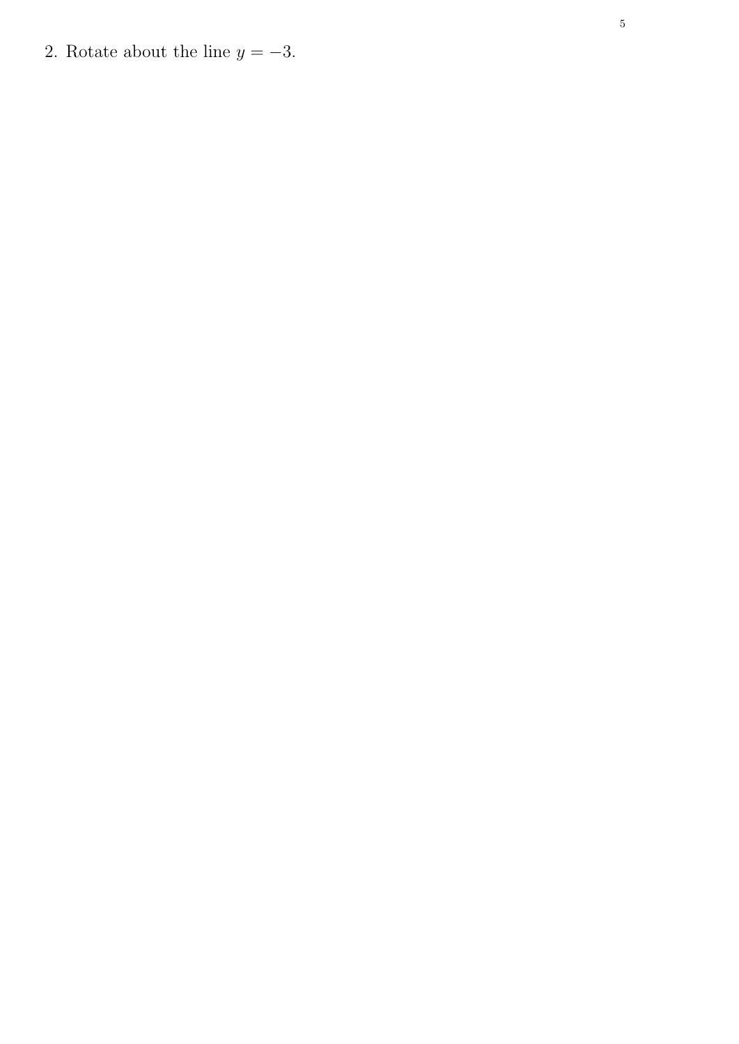2. Rotate about the line $y = -3$.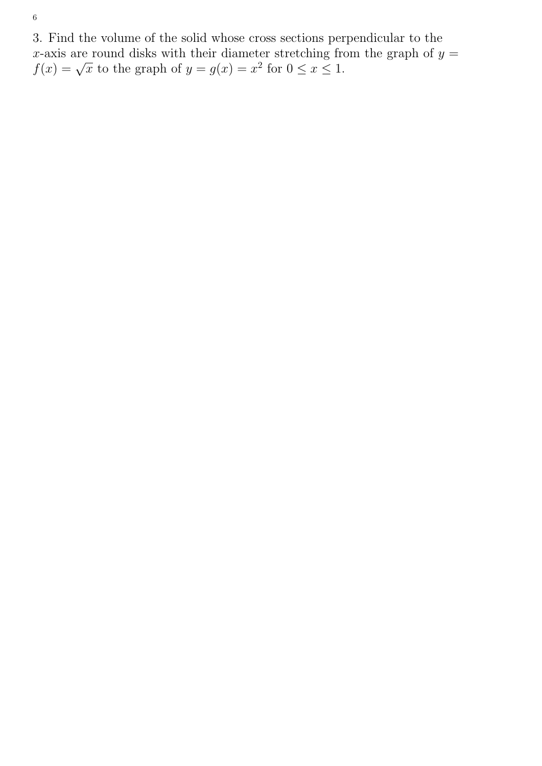3. Find the volume of the solid whose cross sections perpendicular to the $x$-axis are round disks with their diameter stretching from the graph of $y = f(x) = \sqrt{x}$ to the graph of $y = g(x) = x^2$ for $0 \leq x \leq 1$.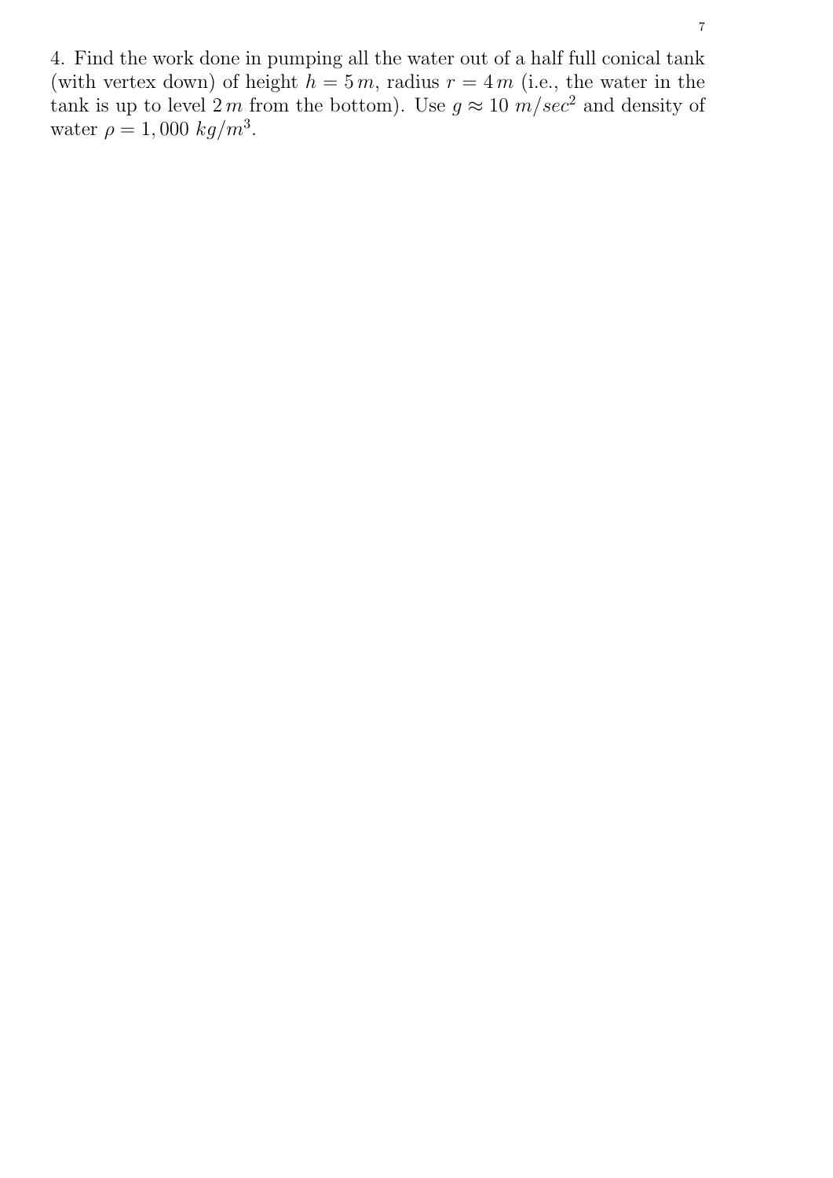4. Find the work done in pumping all the water out of a half full conical tank (with vertex down) of height $h = 5\,m$, radius $r = 4\,m$ (i.e., the water in the tank is up to level $2\,m$ from the bottom). Use $g \approx 10\ m/sec^2$ and density of water $\rho = 1,000\ kg/m^3$.